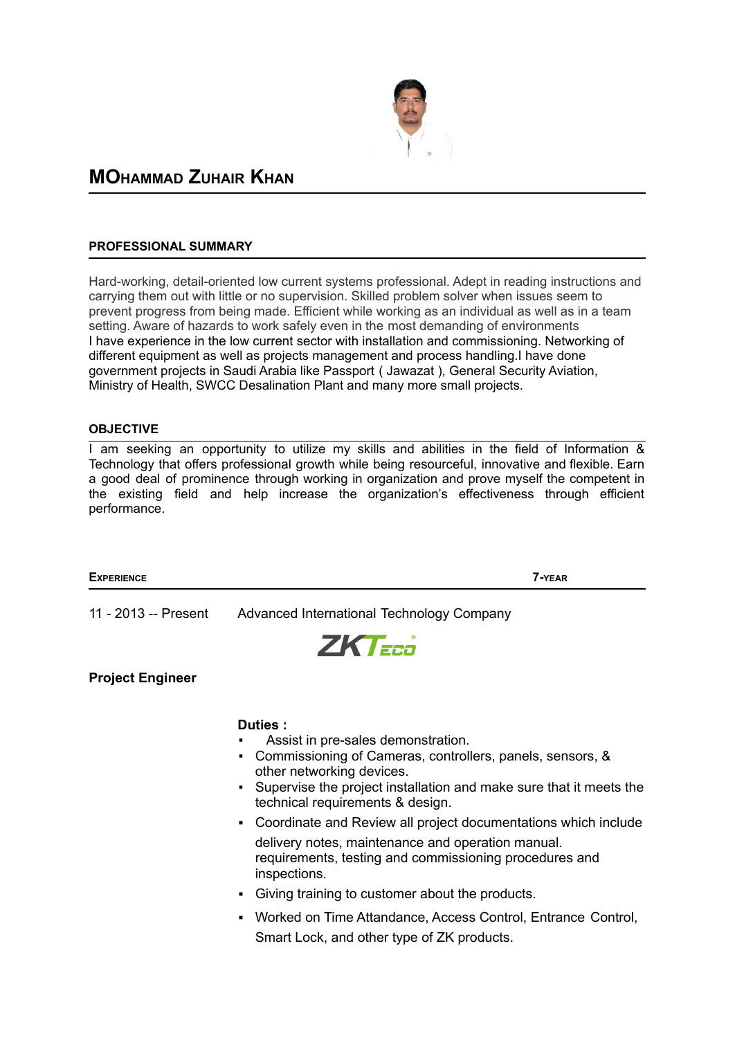# MOHAMMAD ZUHAIR KHAN

## PROFESSIONAL SUMMARY

Hard-working, detail-oriented low current systems professional. Adept in reading instructions and carrying them out with little or no supervision. Skilled problem solver when issues seem to prevent progress from being made. Efficient while working as an individual as well as in a team setting. Aware of hazards to work safely even in the most demanding of environments
I have experience in the low current sector with installation and commissioning. Networking of different equipment as well as projects management and process handling.I have done government projects in Saudi Arabia like Passport ( Jawazat ), General Security Aviation, Ministry of Health, SWCC Desalination Plant and many more small projects.

## OBJECTIVE

I am seeking an opportunity to utilize my skills and abilities in the field of Information & Technology that offers professional growth while being resourceful, innovative and flexible. Earn a good deal of prominence through working in organization and prove myself the competent in the existing field and help increase the organization's effectiveness through efficient performance.

## EXPERIENCE — 7-YEAR

11 - 2013 -- Present — Advanced International Technology Company

ZKTeco

**Project Engineer**

**Duties :**

- Assist in pre-sales demonstration.
- Commissioning of Cameras, controllers, panels, sensors, & other networking devices.
- Supervise the project installation and make sure that it meets the technical requirements & design.
- Coordinate and Review all project documentations which include delivery notes, maintenance and operation manual. requirements, testing and commissioning procedures and inspections.
- Giving training to customer about the products.
- Worked on Time Attandance, Access Control, Entrance Control, Smart Lock, and other type of ZK products.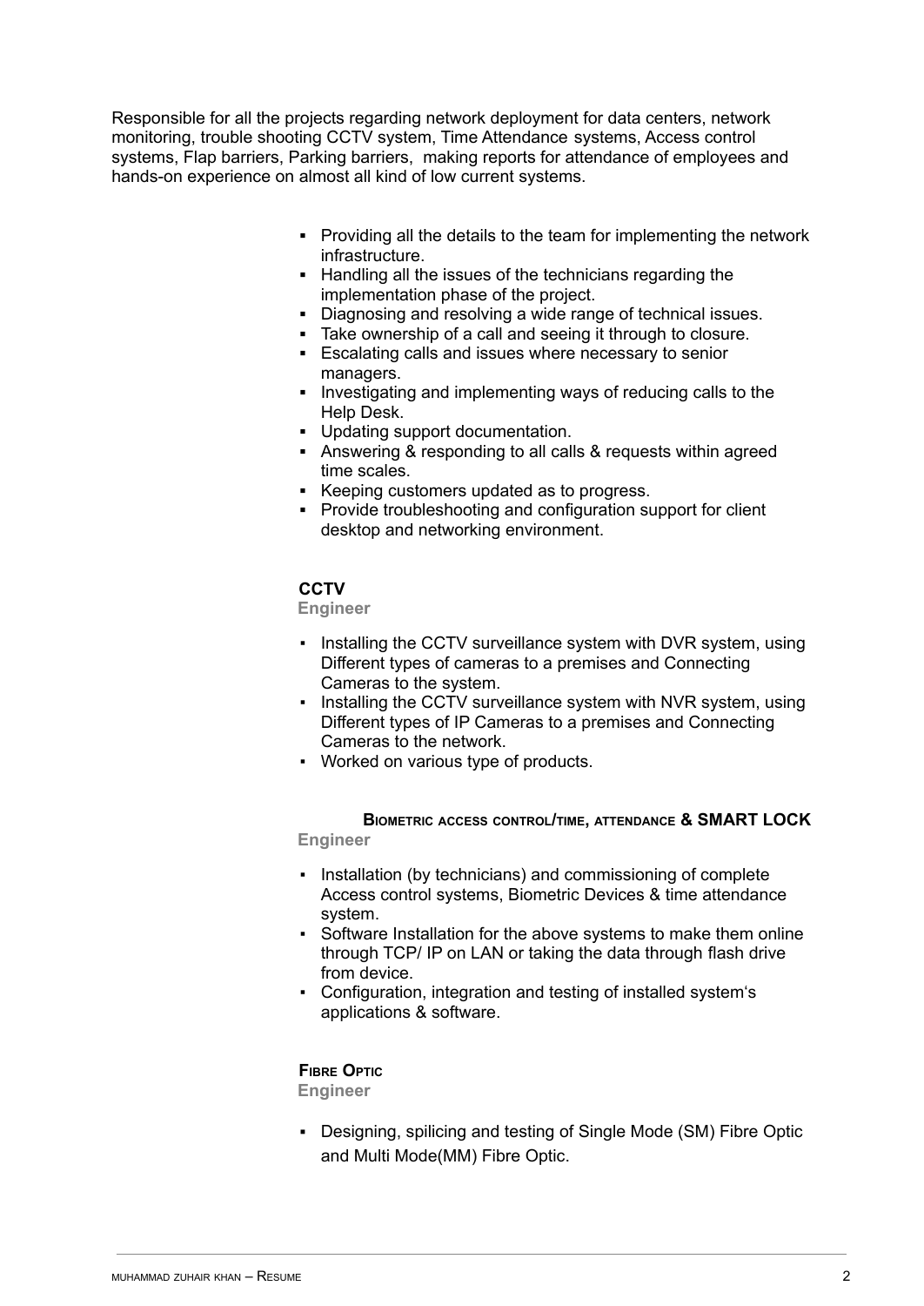Responsible for all the projects regarding network deployment for data centers, network monitoring, trouble shooting CCTV system, Time Attendance systems, Access control systems, Flap barriers, Parking barriers, making reports for attendance of employees and hands-on experience on almost all kind of low current systems.

- Providing all the details to the team for implementing the network infrastructure.
- Handling all the issues of the technicians regarding the implementation phase of the project.
- Diagnosing and resolving a wide range of technical issues.
- Take ownership of a call and seeing it through to closure.
- Escalating calls and issues where necessary to senior managers.
- Investigating and implementing ways of reducing calls to the Help Desk.
- Updating support documentation.
- Answering & responding to all calls & requests within agreed time scales.
- Keeping customers updated as to progress.
- Provide troubleshooting and configuration support for client desktop and networking environment.

### CCTV

**Engineer**

- Installing the CCTV surveillance system with DVR system, using Different types of cameras to a premises and Connecting Cameras to the system.
- Installing the CCTV surveillance system with NVR system, using Different types of IP Cameras to a premises and Connecting Cameras to the network.
- Worked on various type of products.

### Biometric access control/time, attendance & SMART LOCK

**Engineer**

- Installation (by technicians) and commissioning of complete Access control systems, Biometric Devices & time attendance system.
- Software Installation for the above systems to make them online through TCP/ IP on LAN or taking the data through flash drive from device.
- Configuration, integration and testing of installed system's applications & software.

### Fibre Optic

**Engineer**

- Designing, spilicing and testing of Single Mode (SM) Fibre Optic and Multi Mode(MM) Fibre Optic.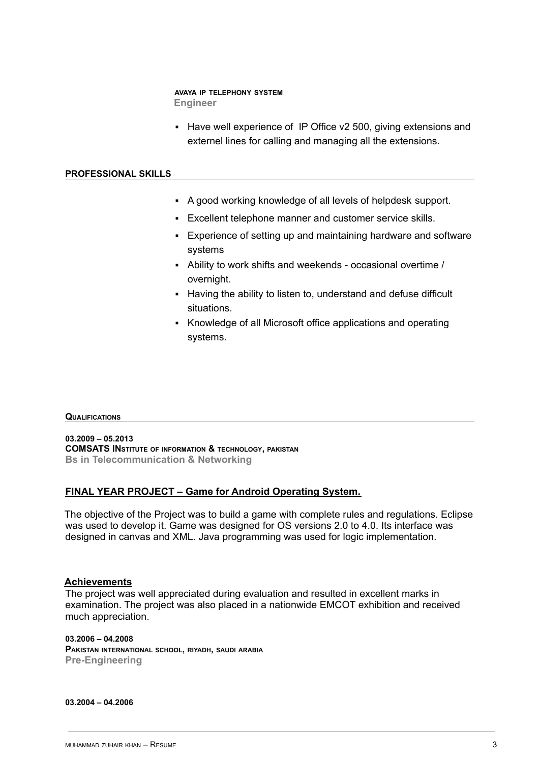**AVAYA IP TELEPHONY SYSTEM**
**Engineer**

- Have well experience of  IP Office v2 500, giving extensions and externel lines for calling and managing all the extensions.

## PROFESSIONAL SKILLS

- A good working knowledge of all levels of helpdesk support.
- Excellent telephone manner and customer service skills.
- Experience of setting up and maintaining hardware and software systems
- Ability to work shifts and weekends - occasional overtime / overnight.
- Having the ability to listen to, understand and defuse difficult situations.
- Knowledge of all Microsoft office applications and operating systems.

## QUALIFICATIONS

**03.2009 – 05.2013**
**COMSATS INSTITUTE OF INFORMATION & TECHNOLOGY, PAKISTAN**
**Bs in Telecommunication & Networking**

### FINAL YEAR PROJECT – Game for Android Operating System.

The objective of the Project was to build a game with complete rules and regulations. Eclipse was used to develop it. Game was designed for OS versions 2.0 to 4.0. Its interface was designed in canvas and XML. Java programming was used for logic implementation.

### Achievements

The project was well appreciated during evaluation and resulted in excellent marks in examination. The project was also placed in a nationwide EMCOT exhibition and received much appreciation.

**03.2006 – 04.2008**
**PAKISTAN INTERNATIONAL SCHOOL, RIYADH, SAUDI ARABIA**
**Pre-Engineering**

**03.2004 – 04.2006**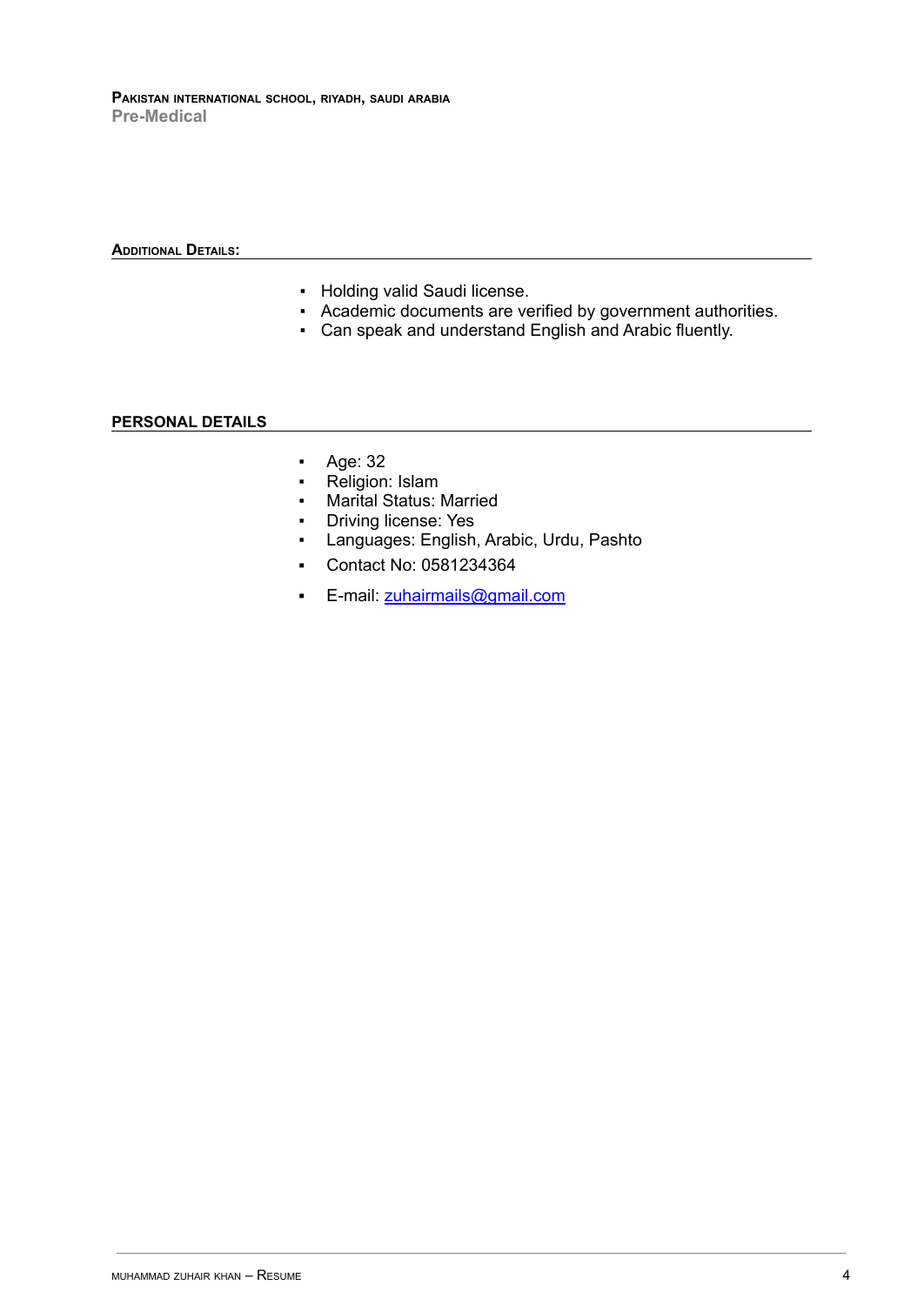**Pakistan International School, Riyadh, Saudi Arabia**
**Pre-Medical**

## Additional Details:

- Holding valid Saudi license.
- Academic documents are verified by government authorities.
- Can speak and understand English and Arabic fluently.

## PERSONAL DETAILS

- Age: 32
- Religion: Islam
- Marital Status: Married
- Driving license: Yes
- Languages: English, Arabic, Urdu, Pashto
- Contact No: 0581234364
- E-mail: zuhairmails@gmail.com